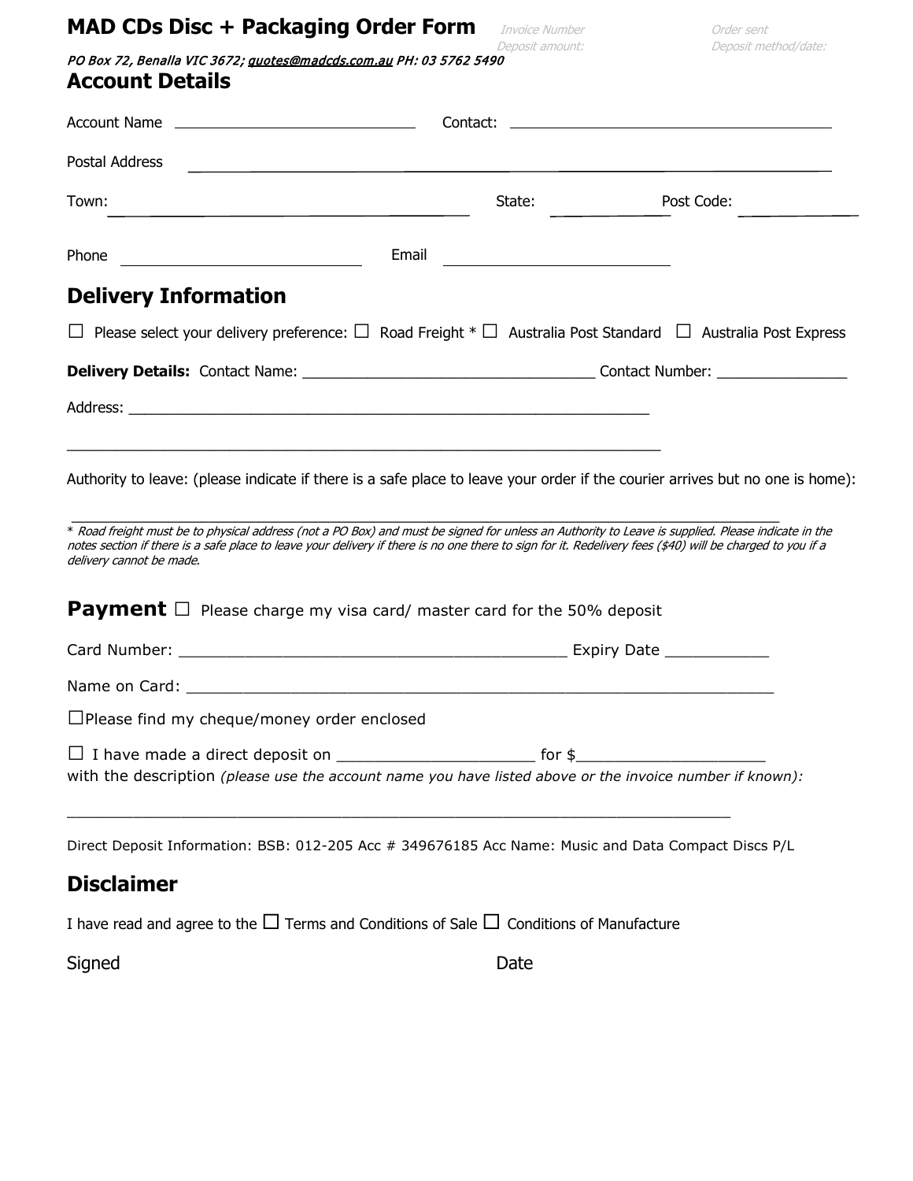# MAD CDs Disc + Packaging Order Form

Invoice Number
Deposit amount:
Order sent
Deposit method/date:

*PO Box 72, Benalla VIC 3672; quotes@madcds.com.au PH: 03 5762 5490*

## Account Details

Account Name ______________________ Contact: ______________________________

Postal Address ________________________________________________________

Town: ________________________________ State: __________ Post Code: __________

Phone ______________________ Email ____________________

## Delivery Information

☐ Please select your delivery preference: ☐ Road Freight * ☐ Australia Post Standard ☐ Australia Post Express

**Delivery Details:** Contact Name: ___________________________ Contact Number: ____________

Address: ________________________________________________

________________________________________________________

Authority to leave: (please indicate if there is a safe place to leave your order if the courier arrives but no one is home):

________________________________________________________

*\* Road freight must be to physical address (not a PO Box) and must be signed for unless an Authority to Leave is supplied. Please indicate in the notes section if there is a safe place to leave your delivery if there is no one there to sign for it. Redelivery fees ($40) will be charged to you if a delivery cannot be made.*

## Payment ☐ Please charge my visa card/ master card for the 50% deposit

Card Number: ____________________________________ Expiry Date __________

Name on Card: ____________________________________________________

☐Please find my cheque/money order enclosed

☐ I have made a direct deposit on __________________ for $__________________ with the description *(please use the account name you have listed above or the invoice number if known):*

________________________________________________________

Direct Deposit Information: BSB: 012-205 Acc # 349676185 Acc Name: Music and Data Compact Discs P/L

## Disclaimer

I have read and agree to the ☐ Terms and Conditions of Sale ☐ Conditions of Manufacture

Signed

Date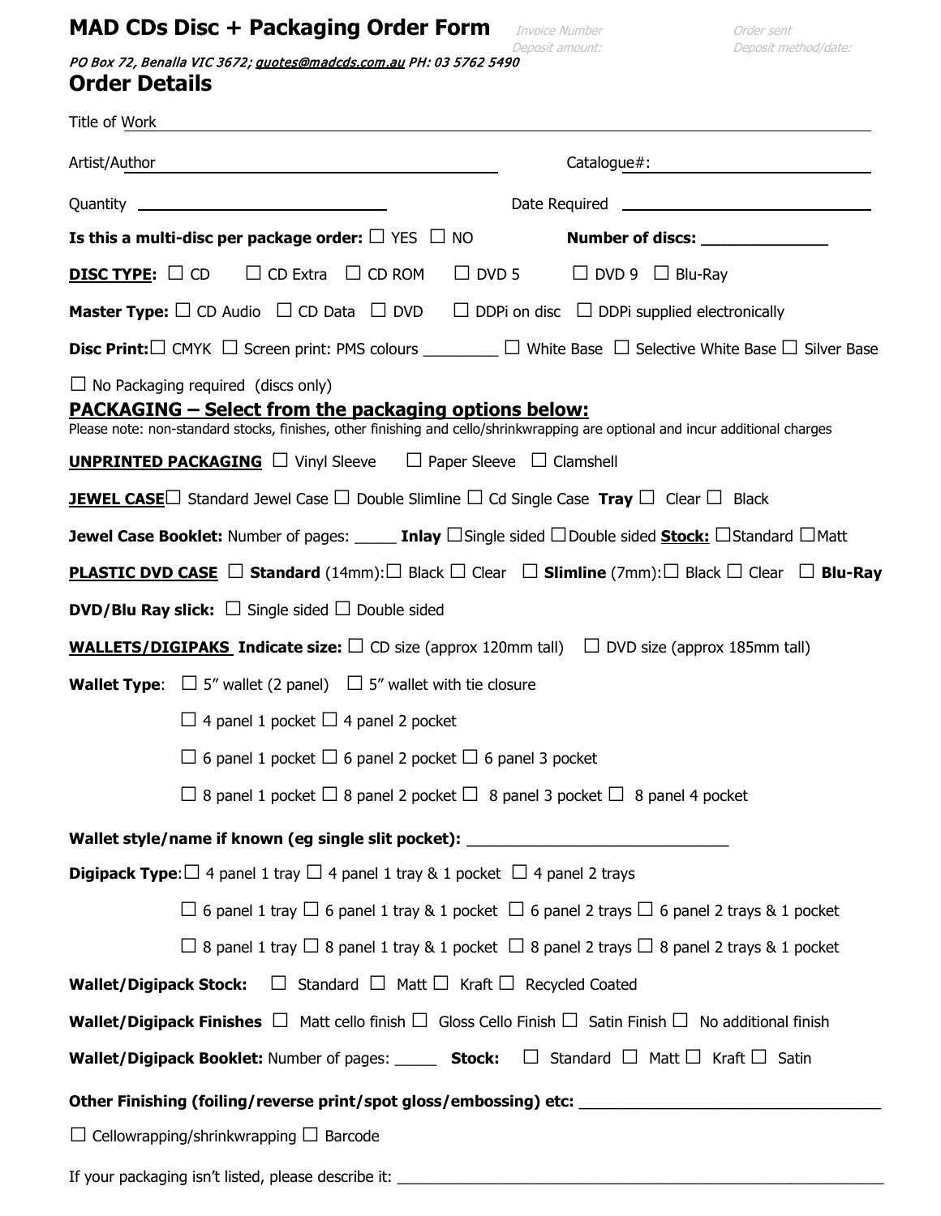# MAD CDs Disc + Packaging Order Form

Invoice Number

Deposit amount:

Order sent

Deposit method/date:

*PO Box 72, Benalla VIC 3672; quotes@madcds.com.au PH: 03 5762 5490*

## Order Details

Title of Work ______________________________________________

Artist/Author ______________________________ Catalogue#: ______________________

Quantity ______________________ Date Required ______________________

**Is this a multi-disc per package order:** ☐ YES ☐ NO **Number of discs: ______________**

**DISC TYPE:** ☐ CD ☐ CD Extra ☐ CD ROM ☐ DVD 5 ☐ DVD 9 ☐ Blu-Ray

**Master Type:** ☐ CD Audio ☐ CD Data ☐ DVD ☐ DDPi on disc ☐ DDPi supplied electronically

**Disc Print:** ☐ CMYK ☐ Screen print: PMS colours _________ ☐ White Base ☐ Selective White Base ☐ Silver Base

☐ No Packaging required (discs only)

## PACKAGING – Select from the packaging options below:

Please note: non-standard stocks, finishes, other finishing and cello/shrinkwrapping are optional and incur additional charges

**UNPRINTED PACKAGING** ☐ Vinyl Sleeve ☐ Paper Sleeve ☐ Clamshell

**JEWEL CASE** ☐ Standard Jewel Case ☐ Double Slimline ☐ Cd Single Case **Tray** ☐ Clear ☐ Black

**Jewel Case Booklet:** Number of pages: _____ **Inlay** ☐ Single sided ☐ Double sided **Stock:** ☐ Standard ☐ Matt

**PLASTIC DVD CASE** ☐ **Standard** (14mm): ☐ Black ☐ Clear ☐ **Slimline** (7mm): ☐ Black ☐ Clear ☐ **Blu-Ray**

**DVD/Blu Ray slick:** ☐ Single sided ☐ Double sided

**WALLETS/DIGIPAKS Indicate size:** ☐ CD size (approx 120mm tall) ☐ DVD size (approx 185mm tall)

**Wallet Type**: ☐ 5" wallet (2 panel) ☐ 5" wallet with tie closure

☐ 4 panel 1 pocket ☐ 4 panel 2 pocket

☐ 6 panel 1 pocket ☐ 6 panel 2 pocket ☐ 6 panel 3 pocket

☐ 8 panel 1 pocket ☐ 8 panel 2 pocket ☐ 8 panel 3 pocket ☐ 8 panel 4 pocket

**Wallet style/name if known (eg single slit pocket):** ______________________________

**Digipack Type**: ☐ 4 panel 1 tray ☐ 4 panel 1 tray & 1 pocket ☐ 4 panel 2 trays

☐ 6 panel 1 tray ☐ 6 panel 1 tray & 1 pocket ☐ 6 panel 2 trays ☐ 6 panel 2 trays & 1 pocket

☐ 8 panel 1 tray ☐ 8 panel 1 tray & 1 pocket ☐ 8 panel 2 trays ☐ 8 panel 2 trays & 1 pocket

**Wallet/Digipack Stock:** ☐ Standard ☐ Matt ☐ Kraft ☐ Recycled Coated

**Wallet/Digipack Finishes** ☐ Matt cello finish ☐ Gloss Cello Finish ☐ Satin Finish ☐ No additional finish

**Wallet/Digipack Booklet:** Number of pages: _____ **Stock:** ☐ Standard ☐ Matt ☐ Kraft ☐ Satin

**Other Finishing (foiling/reverse print/spot gloss/embossing) etc:** ______________________________

☐ Cellowrapping/shrinkwrapping ☐ Barcode

If your packaging isn't listed, please describe it: ______________________________________________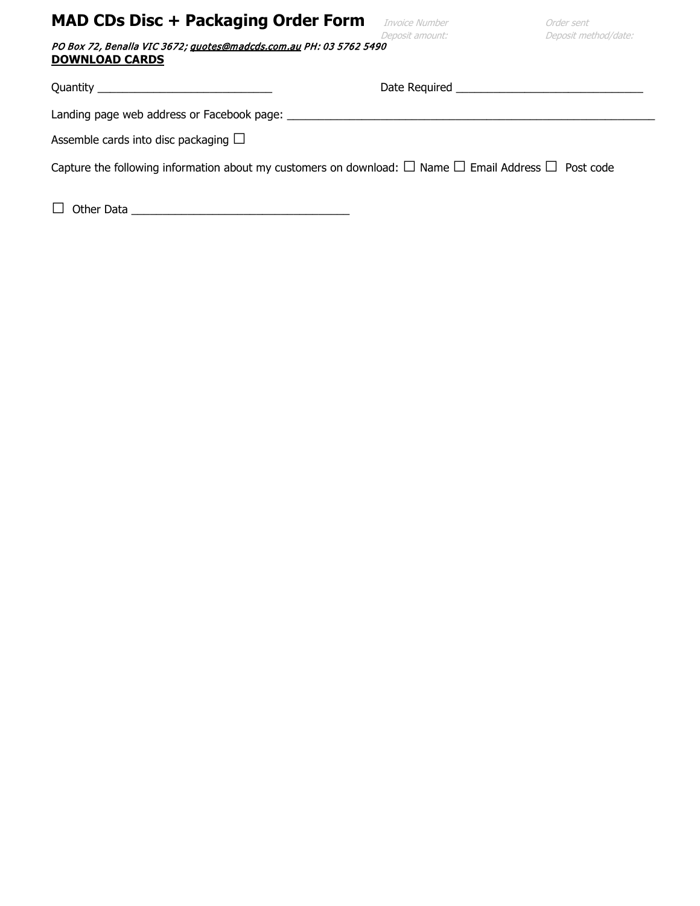# MAD CDs Disc + Packaging Order Form

Invoice Number
Deposit amount:

Order sent
Deposit method/date:

*PO Box 72, Benalla VIC 3672; quotes@madcds.com.au PH: 03 5762 5490*

**DOWNLOAD CARDS**

Quantity ____________________________ Date Required ______________________________

Landing page web address or Facebook page: ____________________________________________________________

Assemble cards into disc packaging ☐

Capture the following information about my customers on download: ☐ Name ☐ Email Address ☐ Post code

☐ Other Data ___________________________________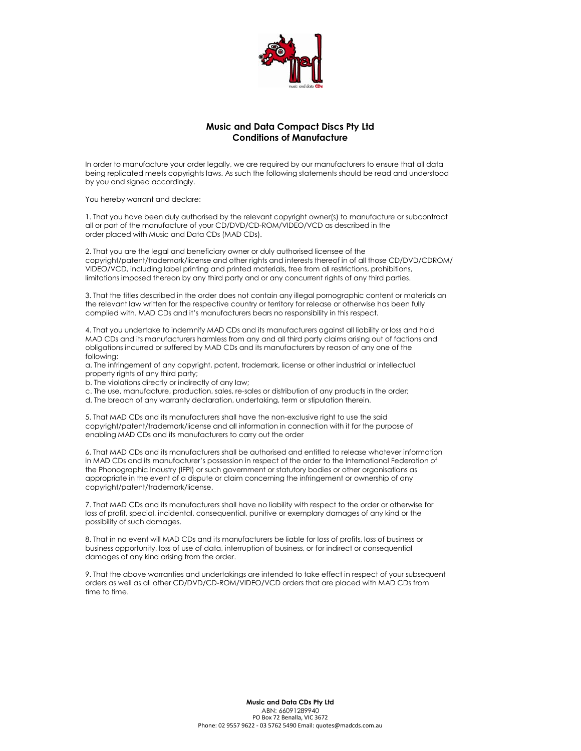**Music and Data Compact Discs Pty Ltd**
**Conditions of Manufacture**

In order to manufacture your order legally, we are required by our manufacturers to ensure that all data being replicated meets copyrights laws. As such the following statements should be read and understood by you and signed accordingly.

You hereby warrant and declare:

1. That you have been duly authorised by the relevant copyright owner(s) to manufacture or subcontract all or part of the manufacture of your CD/DVD/CD-ROM/VIDEO/VCD as described in the order placed with Music and Data CDs (MAD CDs).

2. That you are the legal and beneficiary owner or duly authorised licensee of the copyright/patent/trademark/license and other rights and interests thereof in of all those CD/DVD/CDROM/VIDEO/VCD, including label printing and printed materials, free from all restrictions, prohibitions, limitations imposed thereon by any third party and or any concurrent rights of any third parties.

3. That the titles described in the order does not contain any illegal pornographic content or materials an the relevant law written for the respective country or territory for release or otherwise has been fully complied with. MAD CDs and it's manufacturers bears no responsibility in this respect.

4. That you undertake to indemnify MAD CDs and its manufacturers against all liability or loss and hold MAD CDs and its manufacturers harmless from any and all third party claims arising out of factions and obligations incurred or suffered by MAD CDs and its manufacturers by reason of any one of the following:
a. The infringement of any copyright, patent, trademark, license or other industrial or intellectual property rights of any third party;
b. The violations directly or indirectly of any law;
c. The use, manufacture, production, sales, re-sales or distribution of any products in the order;
d. The breach of any warranty declaration, undertaking, term or stipulation therein.

5. That MAD CDs and its manufacturers shall have the non-exclusive right to use the said copyright/patent/trademark/license and all information in connection with it for the purpose of enabling MAD CDs and its manufacturers to carry out the order

6. That MAD CDs and its manufacturers shall be authorised and entitled to release whatever information in MAD CDs and its manufacturer's possession in respect of the order to the International Federation of the Phonographic Industry (IFPI) or such government or statutory bodies or other organisations as appropriate in the event of a dispute or claim concerning the infringement or ownership of any copyright/patent/trademark/license.

7. That MAD CDs and its manufacturers shall have no liability with respect to the order or otherwise for loss of profit, special, incidental, consequential, punitive or exemplary damages of any kind or the possibility of such damages.

8. That in no event will MAD CDs and its manufacturers be liable for loss of profits, loss of business or business opportunity, loss of use of data, interruption of business, or for indirect or consequential damages of any kind arising from the order.

9. That the above warranties and undertakings are intended to take effect in respect of your subsequent orders as well as all other CD/DVD/CD-ROM/VIDEO/VCD orders that are placed with MAD CDs from time to time.

**Music and Data CDs Pty Ltd**
ABN: 66091289940
PO Box 72 Benalla, VIC 3672
Phone: 02 9557 9622 - 03 5762 5490 Email: quotes@madcds.com.au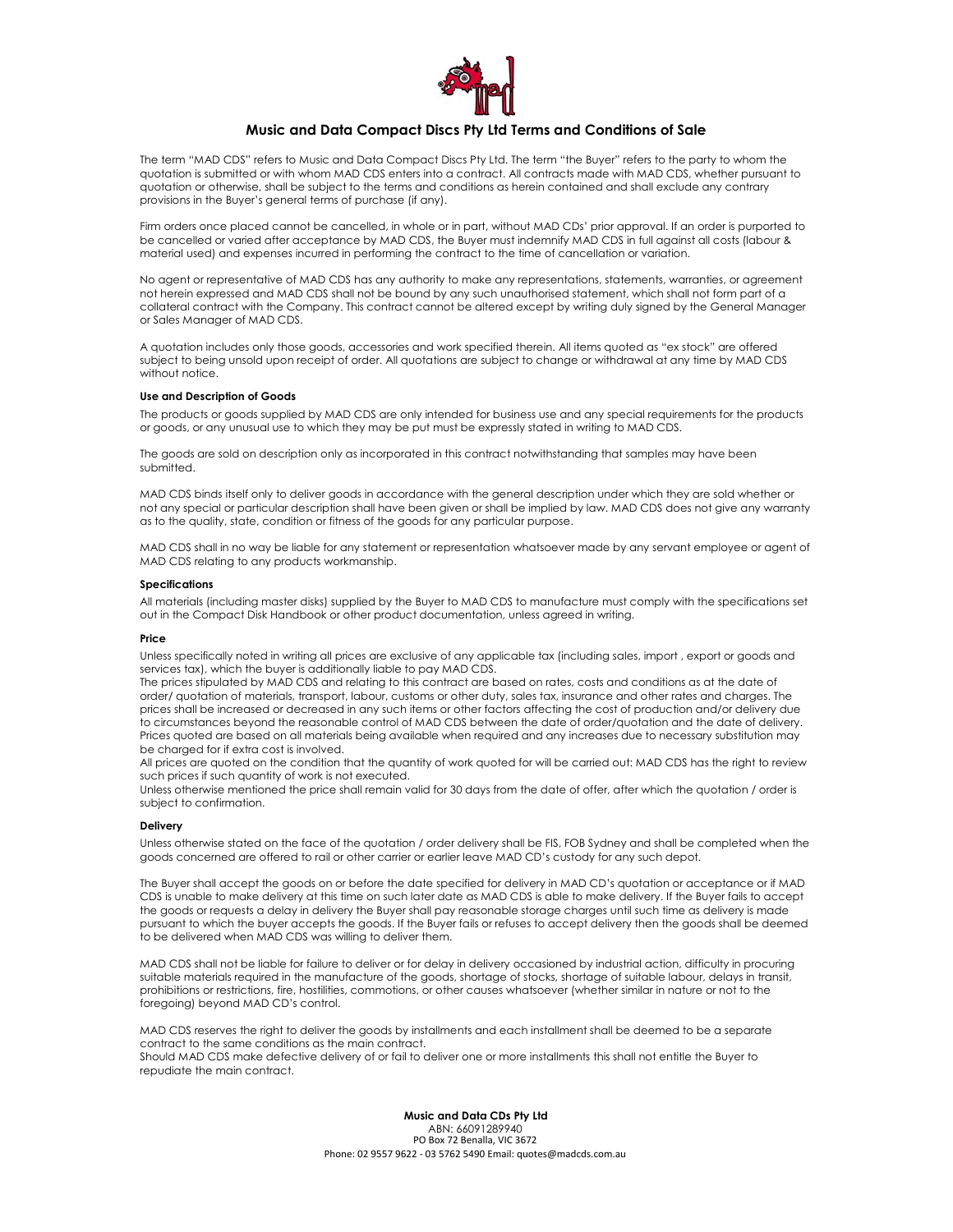# Music and Data Compact Discs Pty Ltd Terms and Conditions of Sale

The term "MAD CDS" refers to Music and Data Compact Discs Pty Ltd. The term "the Buyer" refers to the party to whom the quotation is submitted or with whom MAD CDS enters into a contract. All contracts made with MAD CDS, whether pursuant to quotation or otherwise, shall be subject to the terms and conditions as herein contained and shall exclude any contrary provisions in the Buyer's general terms of purchase (if any).

Firm orders once placed cannot be cancelled, in whole or in part, without MAD CDs' prior approval. If an order is purported to be cancelled or varied after acceptance by MAD CDS, the Buyer must indemnify MAD CDS in full against all costs (labour & material used) and expenses incurred in performing the contract to the time of cancellation or variation.

No agent or representative of MAD CDS has any authority to make any representations, statements, warranties, or agreement not herein expressed and MAD CDS shall not be bound by any such unauthorised statement, which shall not form part of a collateral contract with the Company. This contract cannot be altered except by writing duly signed by the General Manager or Sales Manager of MAD CDS.

A quotation includes only those goods, accessories and work specified therein. All items quoted as "ex stock" are offered subject to being unsold upon receipt of order. All quotations are subject to change or withdrawal at any time by MAD CDS without notice.

**Use and Description of Goods**

The products or goods supplied by MAD CDS are only intended for business use and any special requirements for the products or goods, or any unusual use to which they may be put must be expressly stated in writing to MAD CDS.

The goods are sold on description only as incorporated in this contract notwithstanding that samples may have been submitted.

MAD CDS binds itself only to deliver goods in accordance with the general description under which they are sold whether or not any special or particular description shall have been given or shall be implied by law. MAD CDS does not give any warranty as to the quality, state, condition or fitness of the goods for any particular purpose.

MAD CDS shall in no way be liable for any statement or representation whatsoever made by any servant employee or agent of MAD CDS relating to any products workmanship.

**Specifications**

All materials (including master disks) supplied by the Buyer to MAD CDS to manufacture must comply with the specifications set out in the Compact Disk Handbook or other product documentation, unless agreed in writing.

**Price**

Unless specifically noted in writing all prices are exclusive of any applicable tax (including sales, import , export or goods and services tax), which the buyer is additionally liable to pay MAD CDS.
The prices stipulated by MAD CDS and relating to this contract are based on rates, costs and conditions as at the date of order/ quotation of materials, transport, labour, customs or other duty, sales tax, insurance and other rates and charges. The prices shall be increased or decreased in any such items or other factors affecting the cost of production and/or delivery due to circumstances beyond the reasonable control of MAD CDS between the date of order/quotation and the date of delivery. Prices quoted are based on all materials being available when required and any increases due to necessary substitution may be charged for if extra cost is involved.
All prices are quoted on the condition that the quantity of work quoted for will be carried out: MAD CDS has the right to review such prices if such quantity of work is not executed.
Unless otherwise mentioned the price shall remain valid for 30 days from the date of offer, after which the quotation / order is subject to confirmation.

**Delivery**

Unless otherwise stated on the face of the quotation / order delivery shall be FIS, FOB Sydney and shall be completed when the goods concerned are offered to rail or other carrier or earlier leave MAD CD's custody for any such depot.

The Buyer shall accept the goods on or before the date specified for delivery in MAD CD's quotation or acceptance or if MAD CDS is unable to make delivery at this time on such later date as MAD CDS is able to make delivery. If the Buyer fails to accept the goods or requests a delay in delivery the Buyer shall pay reasonable storage charges until such time as delivery is made pursuant to which the buyer accepts the goods. If the Buyer fails or refuses to accept delivery then the goods shall be deemed to be delivered when MAD CDS was willing to deliver them.

MAD CDS shall not be liable for failure to deliver or for delay in delivery occasioned by industrial action, difficulty in procuring suitable materials required in the manufacture of the goods, shortage of stocks, shortage of suitable labour, delays in transit, prohibitions or restrictions, fire, hostilities, commotions, or other causes whatsoever (whether similar in nature or not to the foregoing) beyond MAD CD's control.

MAD CDS reserves the right to deliver the goods by installments and each installment shall be deemed to be a separate contract to the same conditions as the main contract.
Should MAD CDS make defective delivery of or fail to deliver one or more installments this shall not entitle the Buyer to repudiate the main contract.

**Music and Data CDs Pty Ltd**
ABN: 66091289940
PO Box 72 Benalla, VIC 3672
Phone: 02 9557 9622 - 03 5762 5490 Email: quotes@madcds.com.au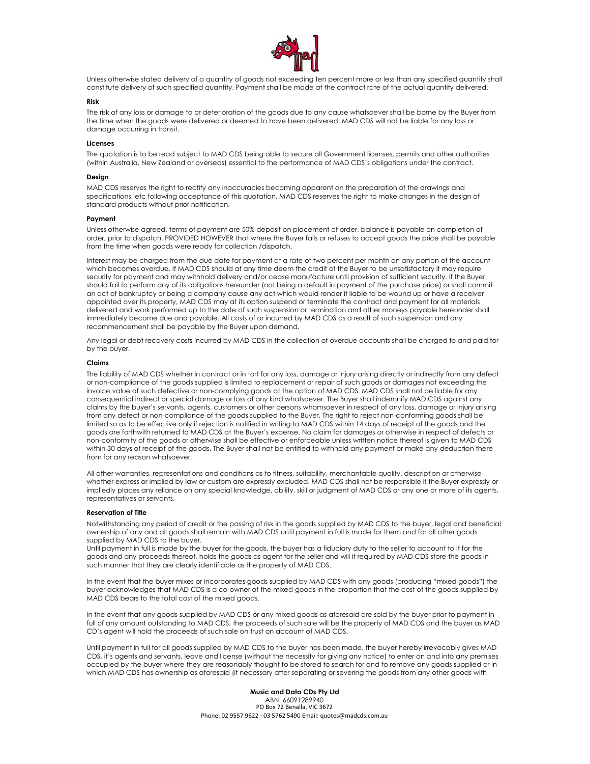Unless otherwise stated delivery of a quantity of goods not exceeding ten percent more or less than any specified quantity shall constitute delivery of such specified quantity. Payment shall be made at the contract rate of the actual quantity delivered.

**Risk**

The risk of any loss or damage to or deterioration of the goods due to any cause whatsoever shall be borne by the Buyer from the time when the goods were delivered or deemed to have been delivered. MAD CDS will not be liable for any loss or damage occurring in transit.

**Licenses**

The quotation is to be read subject to MAD CDS being able to secure all Government licenses, permits and other authorities (within Australia, New Zealand or overseas) essential to the performance of MAD CDS's obligations under the contract.

**Design**

MAD CDS reserves the right to rectify any inaccuracies becoming apparent on the preparation of the drawings and specifications, etc following acceptance of this quotation. MAD CDS reserves the right to make changes in the design of standard products without prior notification.

**Payment**

Unless otherwise agreed, terms of payment are 50% deposit on placement of order, balance is payable on completion of order, prior to dispatch. PROVIDED HOWEVER that where the Buyer fails or refuses to accept goods the price shall be payable from the time when goods were ready for collection /dispatch.

Interest may be charged from the due date for payment at a rate of two percent per month on any portion of the account which becomes overdue. If MAD CDS should at any time deem the credit of the Buyer to be unsatisfactory it may require security for payment and may withhold delivery and/or cease manufacture until provision of sufficient security. If the Buyer should fail to perform any of its obligations hereunder (not being a default in payment of the purchase price) or shall commit an act of bankruptcy or being a company cause any act which would render it liable to be wound up or have a receiver appointed over its property, MAD CDS may at its option suspend or terminate the contract and payment for all materials delivered and work performed up to the date of such suspension or termination and other moneys payable hereunder shall immediately become due and payable. All costs of or incurred by MAD CDS as a result of such suspension and any recommencement shall be payable by the Buyer upon demand.

Any legal or debt recovery costs incurred by MAD CDS in the collection of overdue accounts shall be charged to and paid for by the buyer.

**Claims**

The liability of MAD CDS whether in contract or in tort for any loss, damage or injury arising directly or indirectly from any defect or non-compliance of the goods supplied is limited to replacement or repair of such goods or damages not exceeding the invoice value of such defective or non-complying goods at the option of MAD CDS. MAD CDS shall not be liable for any consequential indirect or special damage or loss of any kind whatsoever. The Buyer shall indemnify MAD CDS against any claims by the buyer's servants, agents, customers or other persons whomsoever in respect of any loss, damage or injury arising from any defect or non-compliance of the goods supplied to the Buyer. The right to reject non-conforming goods shall be limited so as to be effective only if rejection is notified in writing to MAD CDS within 14 days of receipt of the goods and the goods are forthwith returned to MAD CDS at the Buyer's expense. No claim for damages or otherwise in respect of defects or non-conformity of the goods or otherwise shall be effective or enforceable unless written notice thereof is given to MAD CDS within 30 days of receipt of the goods. The Buyer shall not be entitled to withhold any payment or make any deduction there from for any reason whatsoever.

All other warranties, representations and conditions as to fitness, suitability, merchantable quality, description or otherwise whether express or implied by law or custom are expressly excluded. MAD CDS shall not be responsible if the Buyer expressly or impliedly places any reliance on any special knowledge, ability, skill or judgment of MAD CDS or any one or more of its agents, representatives or servants.

**Reservation of Title**

Notwithstanding any period of credit or the passing of risk in the goods supplied by MAD CDS to the buyer, legal and beneficial ownership of any and all goods shall remain with MAD CDS until payment in full is made for them and for all other goods supplied by MAD CDS to the buyer.

Until payment in full is made by the buyer for the goods, the buyer has a fiduciary duty to the seller to account to it for the goods and any proceeds thereof, holds the goods as agent for the seller and will if required by MAD CDS store the goods in such manner that they are clearly identifiable as the property of MAD CDS.

In the event that the buyer mixes or incorporates goods supplied by MAD CDS with any goods (producing "mixed goods") the buyer acknowledges that MAD CDS is a co-owner of the mixed goods in the proportion that the cost of the goods supplied by MAD CDS bears to the total cost of the mixed goods.

In the event that any goods supplied by MAD CDS or any mixed goods as aforesaid are sold by the buyer prior to payment in full of any amount outstanding to MAD CDS, the proceeds of such sale will be the property of MAD CDS and the buyer as MAD CD's agent will hold the proceeds of such sale on trust on account of MAD CDS.

Until payment in full for all goods supplied by MAD CDS to the buyer has been made, the buyer hereby irrevocably gives MAD CDS, it's agents and servants, leave and license (without the necessity for giving any notice) to enter on and into any premises occupied by the buyer where they are reasonably thought to be stored to search for and to remove any goods supplied or in which MAD CDS has ownership as aforesaid (if necessary after separating or severing the goods from any other goods with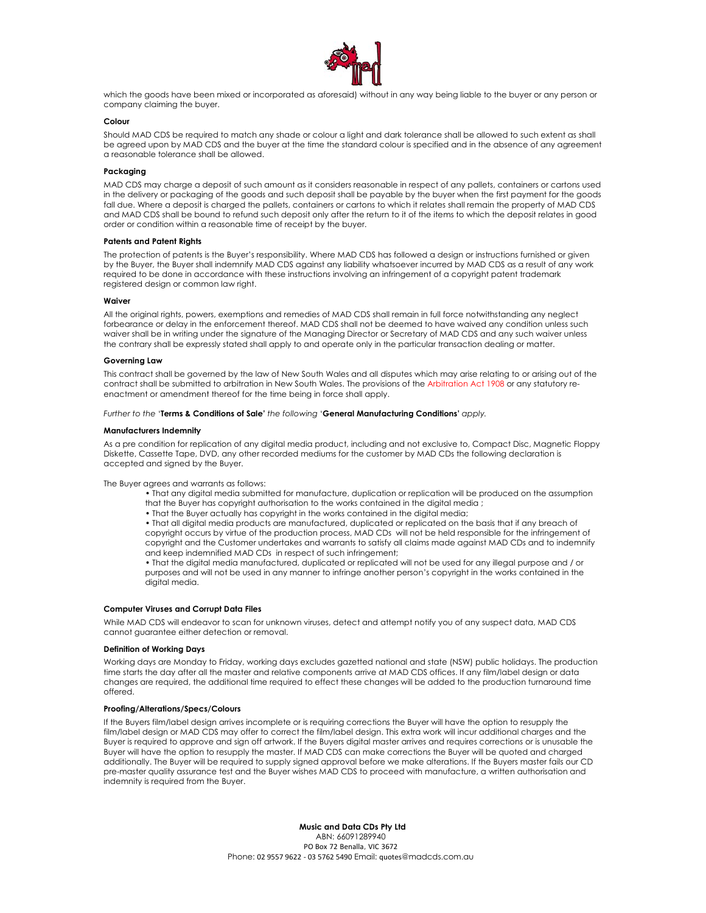which the goods have been mixed or incorporated as aforesaid) without in any way being liable to the buyer or any person or company claiming the buyer.

**Colour**

Should MAD CDS be required to match any shade or colour a light and dark tolerance shall be allowed to such extent as shall be agreed upon by MAD CDS and the buyer at the time the standard colour is specified and in the absence of any agreement a reasonable tolerance shall be allowed.

**Packaging**

MAD CDS may charge a deposit of such amount as it considers reasonable in respect of any pallets, containers or cartons used in the delivery or packaging of the goods and such deposit shall be payable by the buyer when the first payment for the goods fall due. Where a deposit is charged the pallets, containers or cartons to which it relates shall remain the property of MAD CDS and MAD CDS shall be bound to refund such deposit only after the return to it of the items to which the deposit relates in good order or condition within a reasonable time of receipt by the buyer.

**Patents and Patent Rights**

The protection of patents is the Buyer's responsibility. Where MAD CDS has followed a design or instructions furnished or given by the Buyer, the Buyer shall indemnify MAD CDS against any liability whatsoever incurred by MAD CDS as a result of any work required to be done in accordance with these instructions involving an infringement of a copyright patent trademark registered design or common law right.

**Waiver**

All the original rights, powers, exemptions and remedies of MAD CDS shall remain in full force notwithstanding any neglect forbearance or delay in the enforcement thereof. MAD CDS shall not be deemed to have waived any condition unless such waiver shall be in writing under the signature of the Managing Director or Secretary of MAD CDS and any such waiver unless the contrary shall be expressly stated shall apply to and operate only in the particular transaction dealing or matter.

**Governing Law**

This contract shall be governed by the law of New South Wales and all disputes which may arise relating to or arising out of the contract shall be submitted to arbitration in New South Wales. The provisions of the Arbitration Act 1908 or any statutory re-enactment or amendment thereof for the time being in force shall apply.

*Further to the* '**Terms & Conditions of Sale**' *the following* '**General Manufacturing Conditions**' *apply.*

**Manufacturers Indemnity**

As a pre condition for replication of any digital media product, including and not exclusive to, Compact Disc, Magnetic Floppy Diskette, Cassette Tape, DVD, any other recorded mediums for the customer by MAD CDs the following declaration is accepted and signed by the Buyer.

The Buyer agrees and warrants as follows:

- That any digital media submitted for manufacture, duplication or replication will be produced on the assumption that the Buyer has copyright authorisation to the works contained in the digital media ;
- That the Buyer actually has copyright in the works contained in the digital media;
- That all digital media products are manufactured, duplicated or replicated on the basis that if any breach of copyright occurs by virtue of the production process, MAD CDs will not be held responsible for the infringement of copyright and the Customer undertakes and warrants to satisfy all claims made against MAD CDs and to indemnify and keep indemnified MAD CDs in respect of such infringement;
- That the digital media manufactured, duplicated or replicated will not be used for any illegal purpose and / or purposes and will not be used in any manner to infringe another person's copyright in the works contained in the digital media.

**Computer Viruses and Corrupt Data Files**

While MAD CDS will endeavor to scan for unknown viruses, detect and attempt notify you of any suspect data, MAD CDS cannot guarantee either detection or removal.

**Definition of Working Days**

Working days are Monday to Friday, working days excludes gazetted national and state (NSW) public holidays. The production time starts the day after all the master and relative components arrive at MAD CDS offices. If any film/label design or data changes are required, the additional time required to effect these changes will be added to the production turnaround time offered.

**Proofing/Alterations/Specs/Colours**

If the Buyers film/label design arrives incomplete or is requiring corrections the Buyer will have the option to resupply the film/label design or MAD CDS may offer to correct the film/label design. This extra work will incur additional charges and the Buyer is required to approve and sign off artwork. If the Buyers digital master arrives and requires corrections or is unusable the Buyer will have the option to resupply the master. If MAD CDS can make corrections the Buyer will be quoted and charged additionally. The Buyer will be required to supply signed approval before we make alterations. If the Buyers master fails our CD pre-master quality assurance test and the Buyer wishes MAD CDS to proceed with manufacture, a written authorisation and indemnity is required from the Buyer.